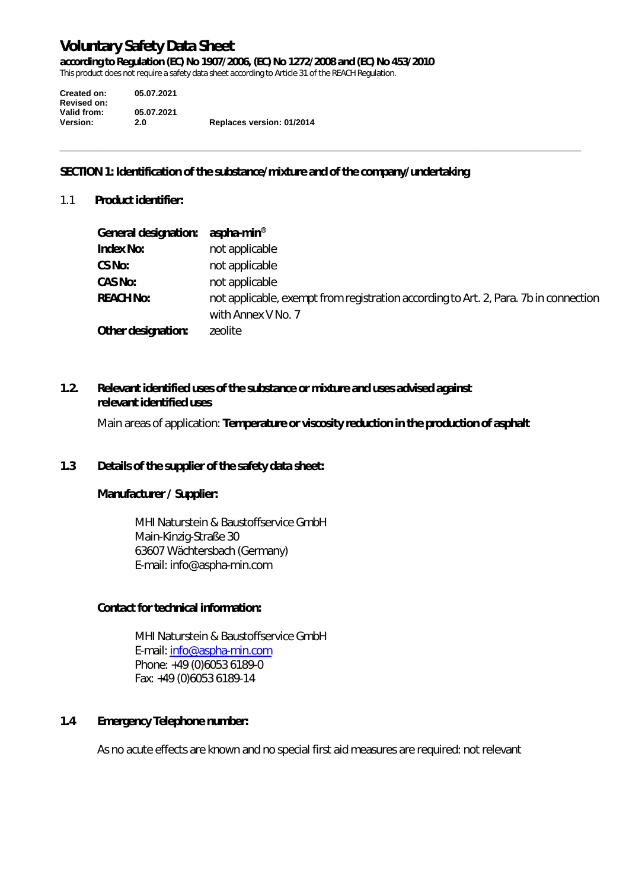# Voluntary Safety Data Sheet

**according to Regulation (EC) No 1907/2006, (EC) No 1272/2008 and (EC) No 453/2010**

This product does not require a safety data sheet according to Article 31 of the REACH Regulation.

| | | |
|---|---|---|
| **Created on:** | **05.07.2021** | |
| **Revised on:** | | |
| **Valid from:** | **05.07.2021** | |
| **Version:** | **2.0** | **Replaces version: 01/2014** |

---

## SECTION 1: Identification of the substance/mixture and of the company/undertaking

### 1.1 Product identifier:

| | |
|---|---|
| **General designation:** | **aspha-min®** |
| **Index No:** | not applicable |
| **CS No:** | not applicable |
| **CAS No:** | not applicable |
| **REACH No:** | not applicable, exempt from registration according to Art. 2, Para. 7b in connection with Annex V No. 7 |
| **Other designation:** | zeolite |

### 1.2. Relevant identified uses of the substance or mixture and uses advised against relevant identified uses

Main areas of application: **Temperature or viscosity reduction in the production of asphalt**

### 1.3 Details of the supplier of the safety data sheet:

**Manufacturer / Supplier:**

MHI Naturstein & Baustoffservice GmbH
Main-Kinzig-Straße 30
63607 Wächtersbach (Germany)
E-mail: info@aspha-min.com

**Contact for technical information:**

MHI Naturstein & Baustoffservice GmbH
E-mail: info@aspha-min.com
Phone: +49 (0)6053 6189-0
Fax: +49 (0)6053 6189-14

### 1.4 Emergency Telephone number:

As no acute effects are known and no special first aid measures are required: not relevant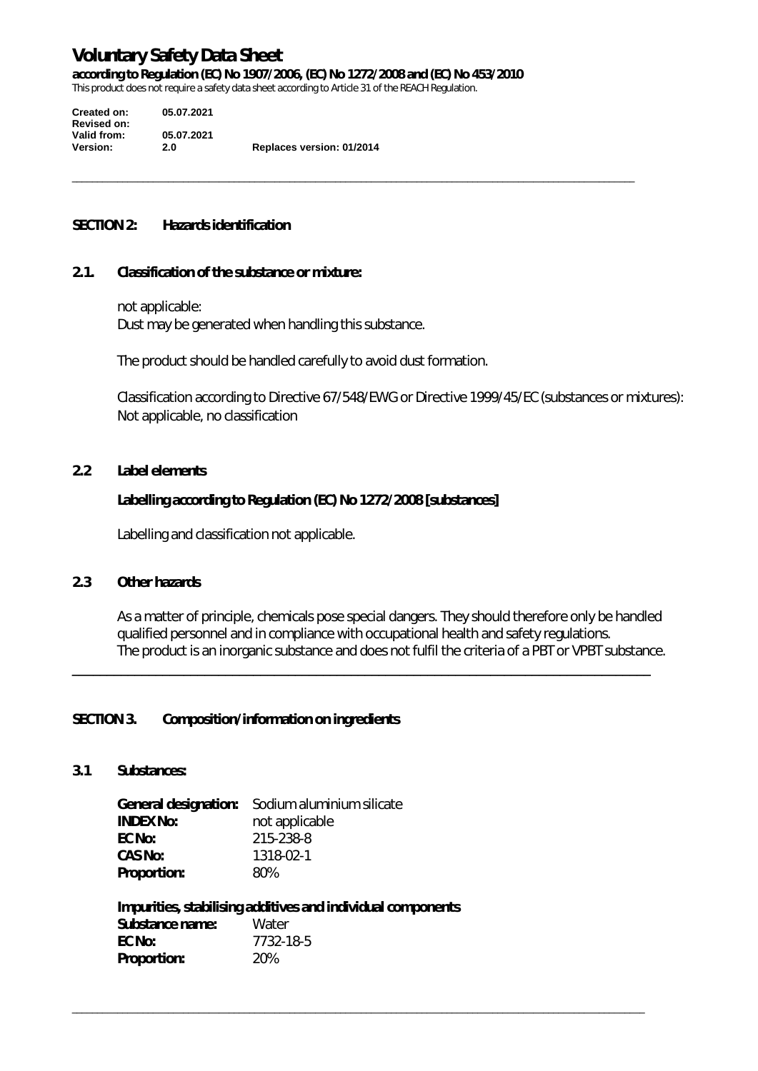## SECTION 2: Hazards identification

### 2.1. Classification of the substance or mixture:

not applicable:
Dust may be generated when handling this substance.

The product should be handled carefully to avoid dust formation.

Classification according to Directive 67/548/EWG or Directive 1999/45/EC (substances or mixtures):
Not applicable, no classification

### 2.2 Label elements

**Labelling according to Regulation (EC) No 1272/2008 [substances]**

Labelling and classification not applicable.

### 2.3 Other hazards

As a matter of principle, chemicals pose special dangers. They should therefore only be handled qualified personnel and in compliance with occupational health and safety regulations.
The product is an inorganic substance and does not fulfil the criteria of a PBT or VPBT substance.

## SECTION 3. Composition/information on ingredients

### 3.1 Substances:

**General designation:** Sodium aluminium silicate
**INDEX No:** not applicable
**EC No:** 215-238-8
**CAS No:** 1318-02-1
**Proportion:** 80%

**Impurities, stabilising additives and individual components**
**Substance name:** Water
**EC No:** 7732-18-5
**Proportion:** 20%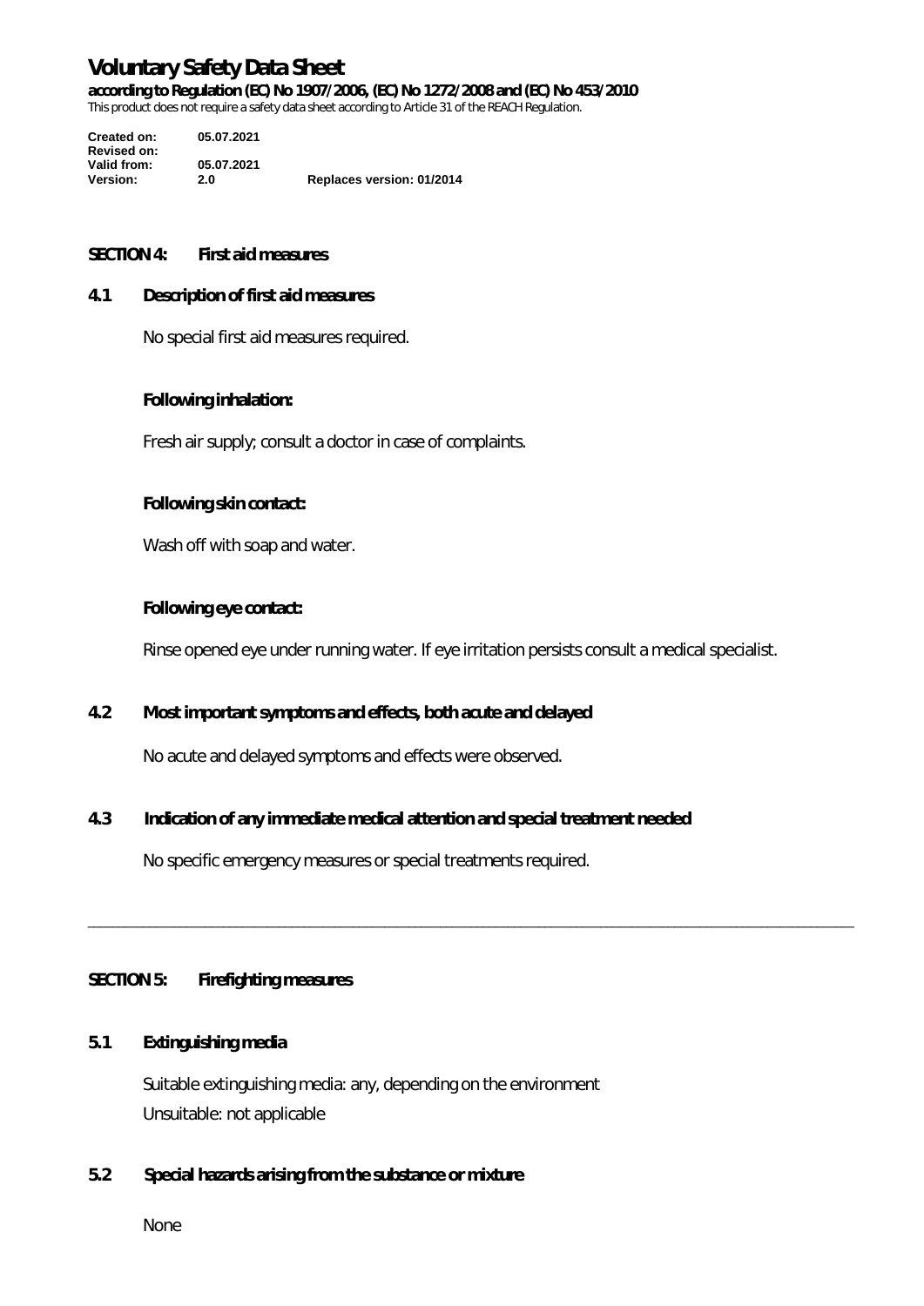## SECTION 4: First aid measures

### 4.1 Description of first aid measures

No special first aid measures required.

**Following inhalation:**

Fresh air supply; consult a doctor in case of complaints.

**Following skin contact:**

Wash off with soap and water.

**Following eye contact:**

Rinse opened eye under running water. If eye irritation persists consult a medical specialist.

### 4.2 Most important symptoms and effects, both acute and delayed

No acute and delayed symptoms and effects were observed.

### 4.3 Indication of any immediate medical attention and special treatment needed

No specific emergency measures or special treatments required.

---

## SECTION 5: Firefighting measures

### 5.1 Extinguishing media

Suitable extinguishing media: any, depending on the environment
Unsuitable: not applicable

### 5.2 Special hazards arising from the substance or mixture

None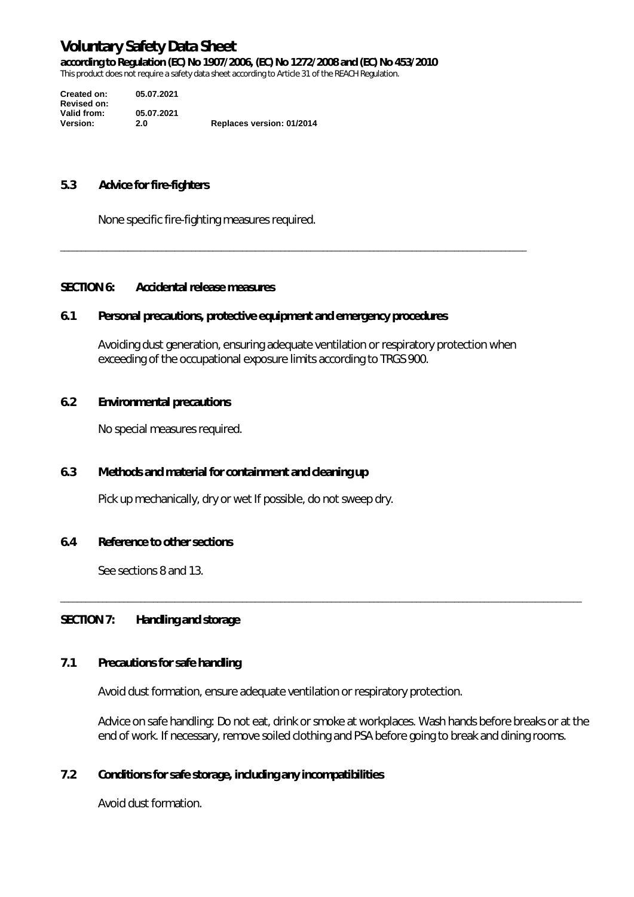### 5.3 Advice for fire-fighters

None specific fire-fighting measures required.

---

## SECTION 6: Accidental release measures

### 6.1 Personal precautions, protective equipment and emergency procedures

Avoiding dust generation, ensuring adequate ventilation or respiratory protection when exceeding of the occupational exposure limits according to TRGS 900.

### 6.2 Environmental precautions

No special measures required.

### 6.3 Methods and material for containment and cleaning up

Pick up mechanically, dry or wet If possible, do not sweep dry.

### 6.4 Reference to other sections

See sections 8 and 13.

---

## SECTION 7: Handling and storage

### 7.1 Precautions for safe handling

Avoid dust formation, ensure adequate ventilation or respiratory protection.

Advice on safe handling: Do not eat, drink or smoke at workplaces. Wash hands before breaks or at the end of work. If necessary, remove soiled clothing and PSA before going to break and dining rooms.

### 7.2 Conditions for safe storage, including any incompatibilities

Avoid dust formation.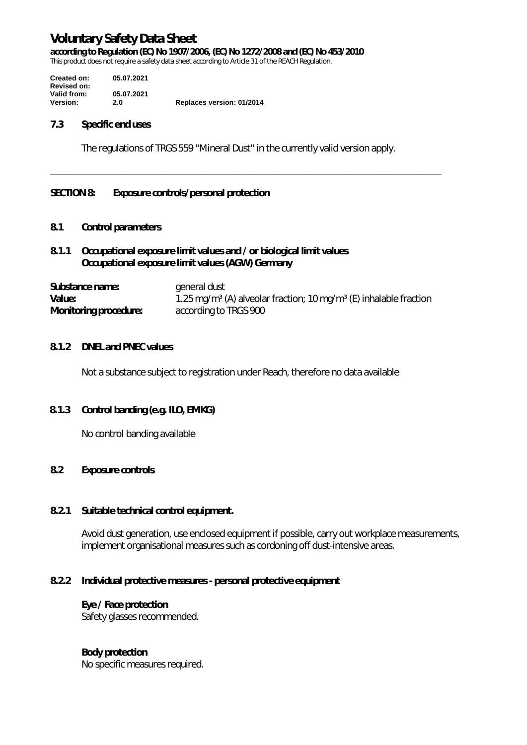### 7.3 Specific end uses

The regulations of TRGS 559 "Mineral Dust" in the currently valid version apply.

---

## SECTION 8: Exposure controls/personal protection

### 8.1 Control parameters

#### 8.1.1 Occupational exposure limit values and / or biological limit values
**Occupational exposure limit values (AGW) Germany**

| | |
|---|---|
| **Substance name:** | general dust |
| **Value:** | 1.25 mg/m³ (A) alveolar fraction; 10 mg/m³ (E) inhalable fraction |
| **Monitoring procedure:** | according to TRGS 900 |

#### 8.1.2 DNEL and PNEC values

Not a substance subject to registration under Reach, therefore no data available

#### 8.1.3 Control banding (e.g. ILO, EMKG)

No control banding available

### 8.2 Exposure controls

#### 8.2.1 Suitable technical control equipment.

Avoid dust generation, use enclosed equipment if possible, carry out workplace measurements, implement organisational measures such as cordoning off dust-intensive areas.

#### 8.2.2 Individual protective measures - personal protective equipment

**Eye / Face protection**
Safety glasses recommended.

**Body protection**
No specific measures required.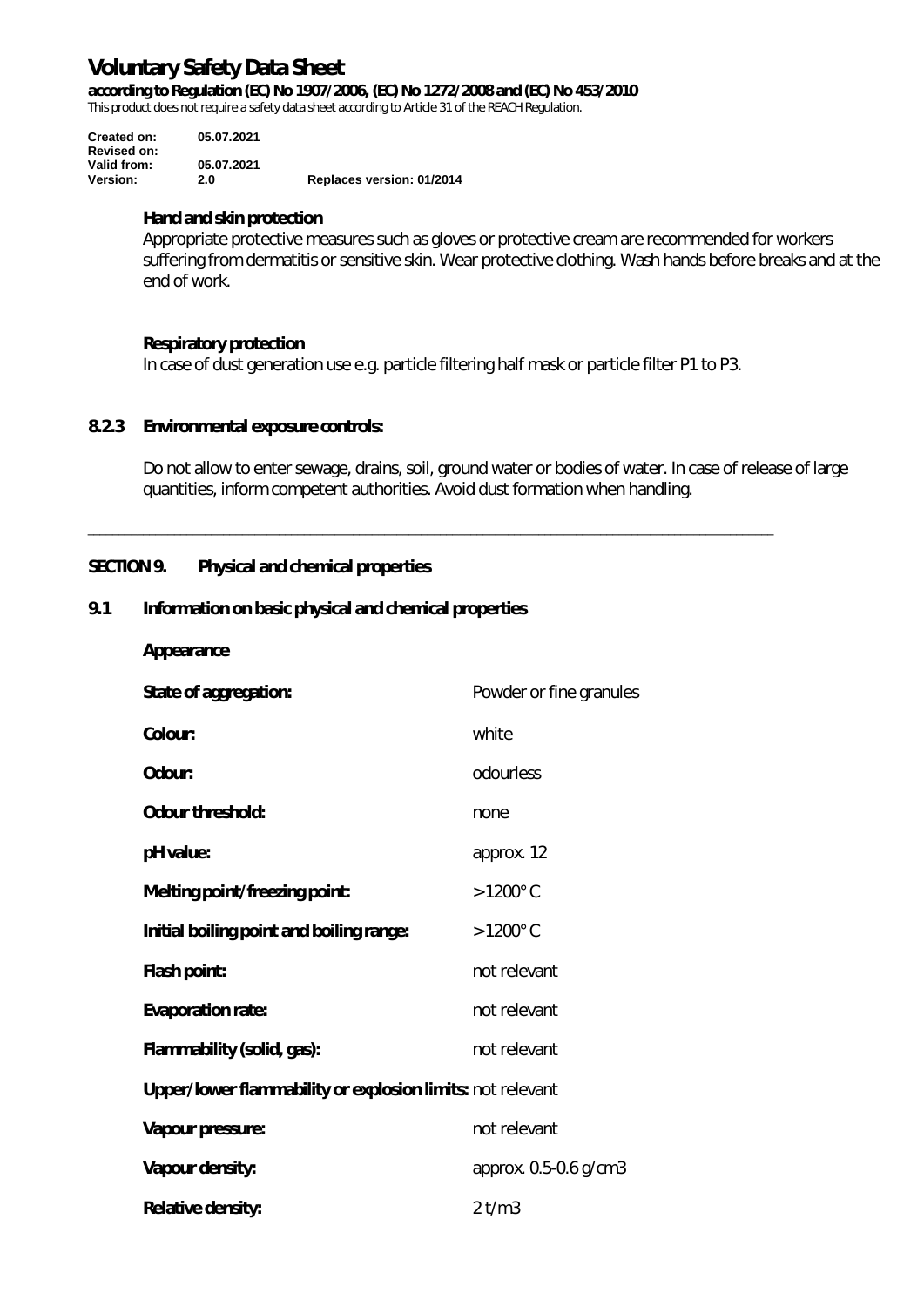**Hand and skin protection**

Appropriate protective measures such as gloves or protective cream are recommended for workers suffering from dermatitis or sensitive skin. Wear protective clothing. Wash hands before breaks and at the end of work.

**Respiratory protection**

In case of dust generation use e.g. particle filtering half mask or particle filter P1 to P3.

**8.2.3 Environmental exposure controls:**

Do not allow to enter sewage, drains, soil, ground water or bodies of water. In case of release of large quantities, inform competent authorities. Avoid dust formation when handling.

---

## SECTION 9. Physical and chemical properties

### 9.1 Information on basic physical and chemical properties

**Appearance**

| | |
|---|---|
| **State of aggregation:** | Powder or fine granules |
| **Colour:** | white |
| **Odour:** | odourless |
| **Odour threshold:** | none |
| **pH value:** | approx. 12 |
| **Melting point/freezing point:** | > 1200° C |
| **Initial boiling point and boiling range:** | > 1200° C |
| **Flash point:** | not relevant |
| **Evaporation rate:** | not relevant |
| **Flammability (solid, gas):** | not relevant |
| **Upper/lower flammability or explosion limits:** | not relevant |
| **Vapour pressure:** | not relevant |
| **Vapour density:** | approx. 0.5-0.6 g/cm3 |
| **Relative density:** | 2 t/m3 |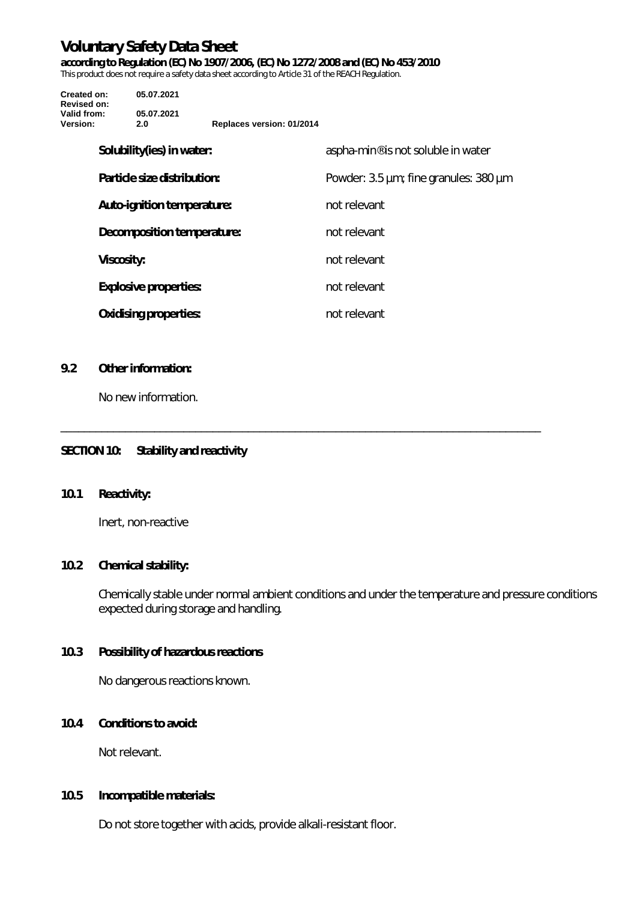| | |
|---|---|
| **Solubility(ies) in water:** | aspha-min® is not soluble in water |
| **Particle size distribution:** | Powder: 3.5 µm; fine granules: 380 µm |
| **Auto-ignition temperature:** | not relevant |
| **Decomposition temperature:** | not relevant |
| **Viscosity:** | not relevant |
| **Explosive properties:** | not relevant |
| **Oxidising properties:** | not relevant |

### 9.2 Other information:

No new information.

---

## SECTION 10: Stability and reactivity

### 10.1 Reactivity:

Inert, non-reactive

### 10.2 Chemical stability:

Chemically stable under normal ambient conditions and under the temperature and pressure conditions expected during storage and handling.

### 10.3 Possibility of hazardous reactions

No dangerous reactions known.

### 10.4 Conditions to avoid:

Not relevant.

### 10.5 Incompatible materials:

Do not store together with acids, provide alkali-resistant floor.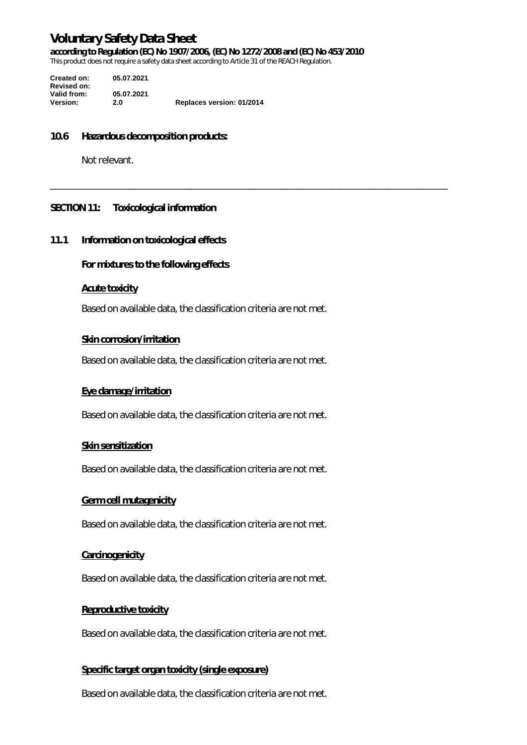## 10.6 Hazardous decomposition products:

Not relevant.

---

## SECTION 11: Toxicological information

### 11.1 Information on toxicological effects

**For mixtures to the following effects**

**Acute toxicity**

Based on available data, the classification criteria are not met.

**Skin corrosion/irritation**

Based on available data, the classification criteria are not met.

**Eye damage/irritation**

Based on available data, the classification criteria are not met.

**Skin sensitization**

Based on available data, the classification criteria are not met.

**Germ cell mutagenicity**

Based on available data, the classification criteria are not met.

**Carcinogenicity**

Based on available data, the classification criteria are not met.

**Reproductive toxicity**

Based on available data, the classification criteria are not met.

**Specific target organ toxicity (single exposure)**

Based on available data, the classification criteria are not met.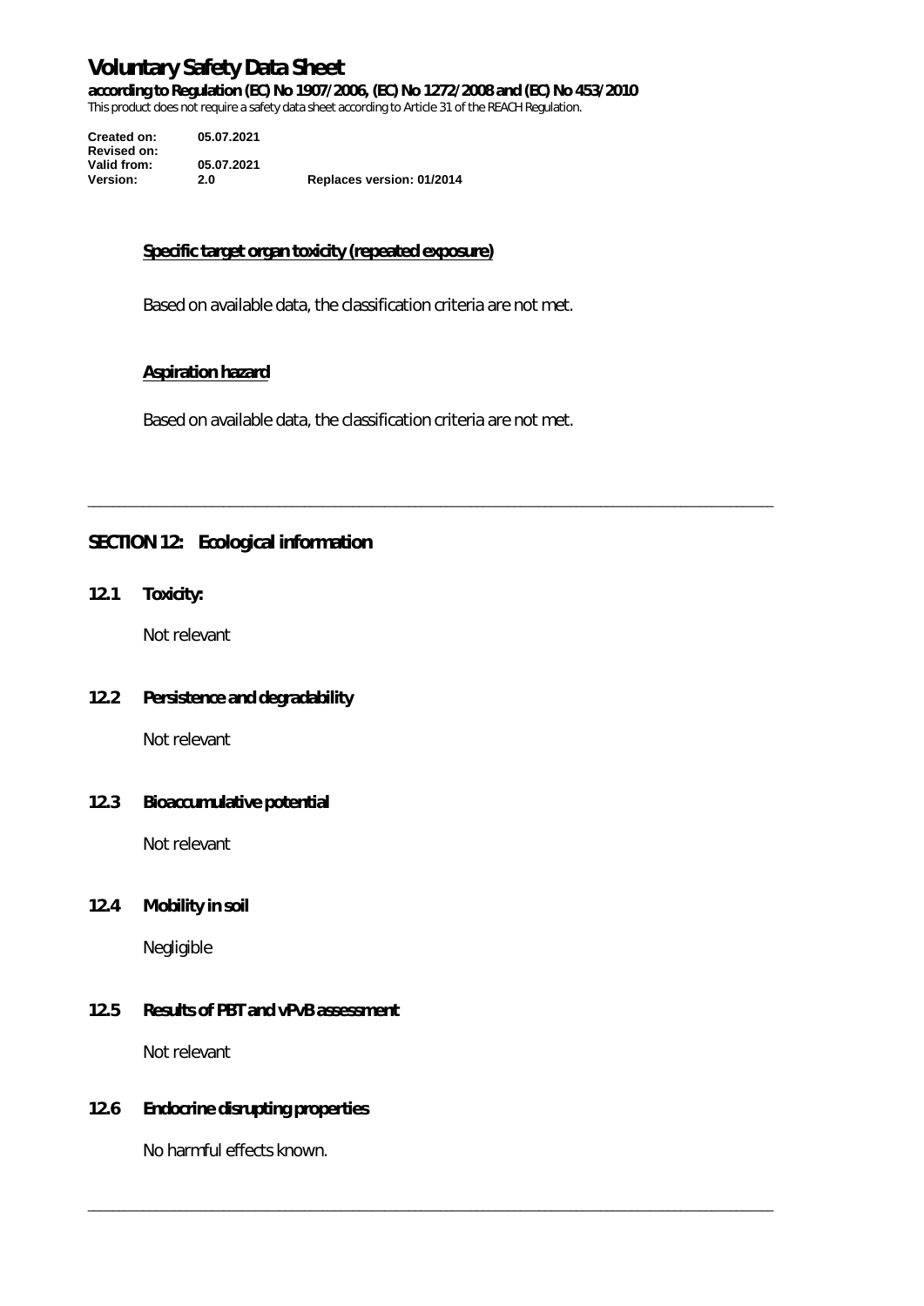#### Specific target organ toxicity (repeated exposure)

Based on available data, the classification criteria are not met.

#### Aspiration hazard

Based on available data, the classification criteria are not met.

---

## SECTION 12: Ecological information

### 12.1 Toxicity:

Not relevant

### 12.2 Persistence and degradability

Not relevant

### 12.3 Bioaccumulative potential

Not relevant

### 12.4 Mobility in soil

Negligible

### 12.5 Results of PBT and vPvB assessment

Not relevant

### 12.6 Endocrine disrupting properties

No harmful effects known.

---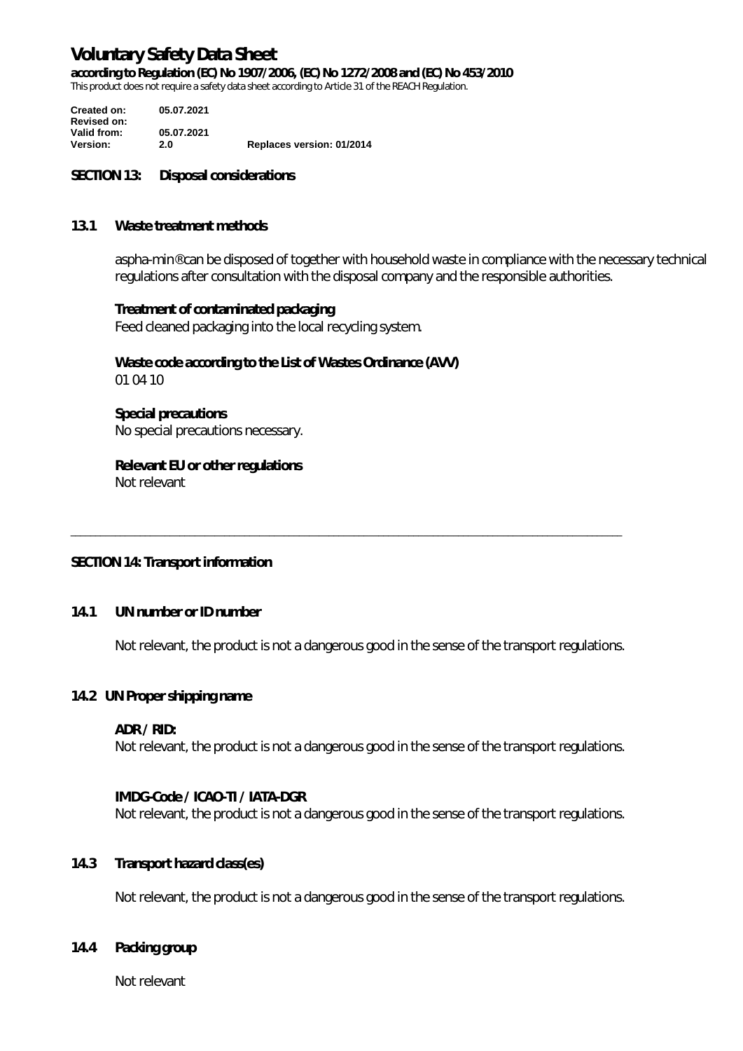# Voluntary Safety Data Sheet

**according to Regulation (EC) No 1907/2006, (EC) No 1272/2008 and (EC) No 453/2010**
This product does not require a safety data sheet according to Article 31 of the REACH Regulation.

| | | |
|---|---|---|
| **Created on:** | **05.07.2021** | |
| **Revised on:** | | |
| **Valid from:** | **05.07.2021** | |
| **Version:** | **2.0** | **Replaces version: 01/2014** |

## SECTION 13: Disposal considerations

### 13.1 Waste treatment methods

aspha-min® can be disposed of together with household waste in compliance with the necessary technical regulations after consultation with the disposal company and the responsible authorities.

**Treatment of contaminated packaging**
Feed cleaned packaging into the local recycling system.

**Waste code according to the List of Wastes Ordinance (AVV)**
01 04 10

**Special precautions**
No special precautions necessary.

**Relevant EU or other regulations**
Not relevant

---

## SECTION 14: Transport information

### 14.1 UN number or ID number

Not relevant, the product is not a dangerous good in the sense of the transport regulations.

### 14.2 UN Proper shipping name

**ADR / RID:**
Not relevant, the product is not a dangerous good in the sense of the transport regulations.

**IMDG-Code / ICAO-TI / IATA-DGR**
Not relevant, the product is not a dangerous good in the sense of the transport regulations.

### 14.3 Transport hazard class(es)

Not relevant, the product is not a dangerous good in the sense of the transport regulations.

### 14.4 Packing group

Not relevant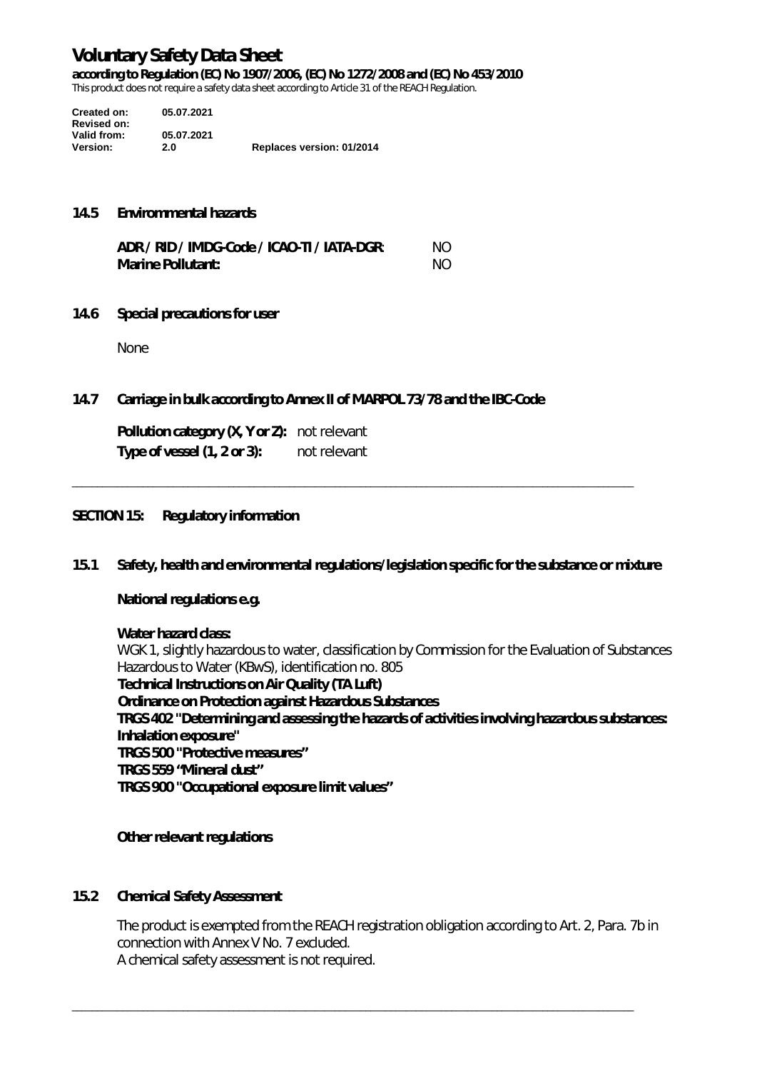# Voluntary Safety Data Sheet

**according to Regulation (EC) No 1907/2006, (EC) No 1272/2008 and (EC) No 453/2010**
This product does not require a safety data sheet according to Article 31 of the REACH Regulation.

| | | |
|---|---|---|
| **Created on:** | **05.07.2021** | |
| **Revised on:** | | |
| **Valid from:** | **05.07.2021** | |
| **Version:** | **2.0** | **Replaces version: 01/2014** |

### 14.5 Environmental hazards

| | |
|---|---|
| **ADR / RID / IMDG-Code / ICAO-TI / IATA-DGR:** | NO |
| **Marine Pollutant:** | NO |

### 14.6 Special precautions for user

None

### 14.7 Carriage in bulk according to Annex II of MARPOL 73/78 and the IBC-Code

**Pollution category (X, Y or Z):** not relevant
**Type of vessel (1, 2 or 3):** not relevant

---

## SECTION 15: Regulatory information

### 15.1 Safety, health and environmental regulations/legislation specific for the substance or mixture

**National regulations e.g.**

**Water hazard class:**
WGK 1, slightly hazardous to water, classification by Commission for the Evaluation of Substances Hazardous to Water (KBwS), identification no. 805
**Technical Instructions on Air Quality (TA Luft)**
**Ordinance on Protection against Hazardous Substances**
**TRGS 402 "Determining and assessing the hazards of activities involving hazardous substances: Inhalation exposure"**
**TRGS 500 "Protective measures"**
**TRGS 559 "Mineral dust"**
**TRGS 900 "Occupational exposure limit values"**

**Other relevant regulations**

### 15.2 Chemical Safety Assessment

The product is exempted from the REACH registration obligation according to Art. 2, Para. 7b in connection with Annex V No. 7 excluded.
A chemical safety assessment is not required.

---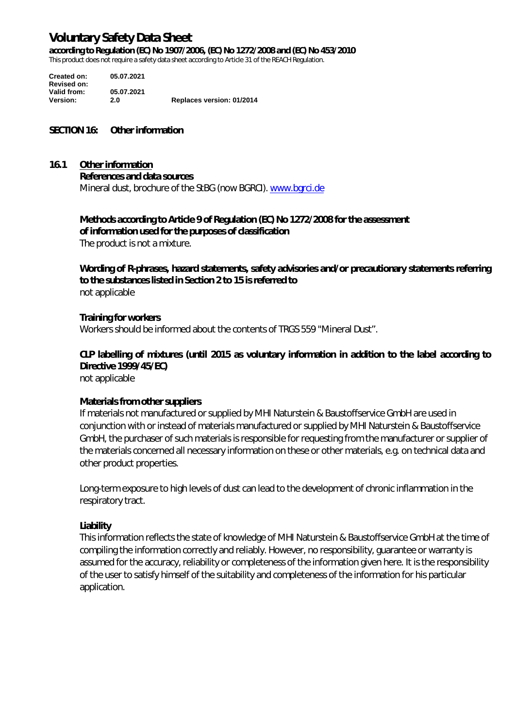# Voluntary Safety Data Sheet

**according to Regulation (EC) No 1907/2006, (EC) No 1272/2008 and (EC) No 453/2010**

This product does not require a safety data sheet according to Article 31 of the REACH Regulation.

| | | |
|---|---|---|
| **Created on:** | **05.07.2021** | |
| **Revised on:** | | |
| **Valid from:** | **05.07.2021** | |
| **Version:** | **2.0** | **Replaces version: 01/2014** |

## SECTION 16: Other information

### 16.1 Other information

**References and data sources**

Mineral dust, brochure of the StBG (now BGRCI). www.bgrci.de

**Methods according to Article 9 of Regulation (EC) No 1272/2008 for the assessment of information used for the purposes of classification**

The product is not a mixture.

**Wording of R-phrases, hazard statements, safety advisories and/or precautionary statements referring to the substances listed in Section 2 to 15 is referred to**

not applicable

**Training for workers**

Workers should be informed about the contents of TRGS 559 "Mineral Dust".

**CLP labelling of mixtures (until 2015 as voluntary information in addition to the label according to Directive 1999/45/EC)**

not applicable

**Materials from other suppliers**

If materials not manufactured or supplied by MHI Naturstein & Baustoffservice GmbH are used in conjunction with or instead of materials manufactured or supplied by MHI Naturstein & Baustoffservice GmbH, the purchaser of such materials is responsible for requesting from the manufacturer or supplier of the materials concerned all necessary information on these or other materials, e.g. on technical data and other product properties.

Long-term exposure to high levels of dust can lead to the development of chronic inflammation in the respiratory tract.

**Liability**

This information reflects the state of knowledge of MHI Naturstein & Baustoffservice GmbH at the time of compiling the information correctly and reliably. However, no responsibility, guarantee or warranty is assumed for the accuracy, reliability or completeness of the information given here. It is the responsibility of the user to satisfy himself of the suitability and completeness of the information for his particular application.